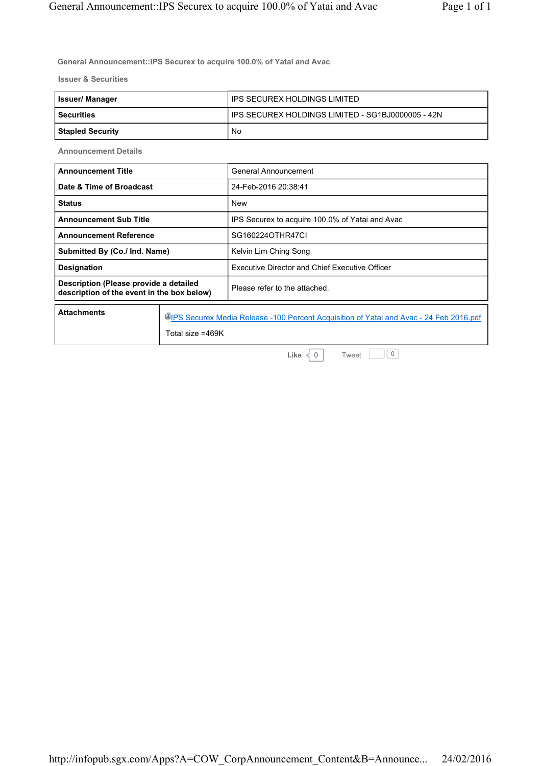# General Announcement::IPS Securex to acquire 100.0% of Yatai and Avac

## Issuer & Securities

| Issuer/ Manager | IPS SECUREX HOLDINGS LIMITED |
|---|---|
| Securities | IPS SECUREX HOLDINGS LIMITED - SG1BJ0000005 - 42N |
| Stapled Security | No |

## Announcement Details

| Announcement Title | General Announcement |
|---|---|
| Date & Time of Broadcast | 24-Feb-2016 20:38:41 |
| Status | New |
| Announcement Sub Title | IPS Securex to acquire 100.0% of Yatai and Avac |
| Announcement Reference | SG160224OTHR47CI |
| Submitted By (Co./ Ind. Name) | Kelvin Lim Ching Song |
| Designation | Executive Director and Chief Executive Officer |
| Description (Please provide a detailed description of the event in the box below) | Please refer to the attached. |

| Attachments | IPS Securex Media Release -100 Percent Acquisition of Yatai and Avac - 24 Feb 2016.pdf<br>Total size =469K |
|---|---|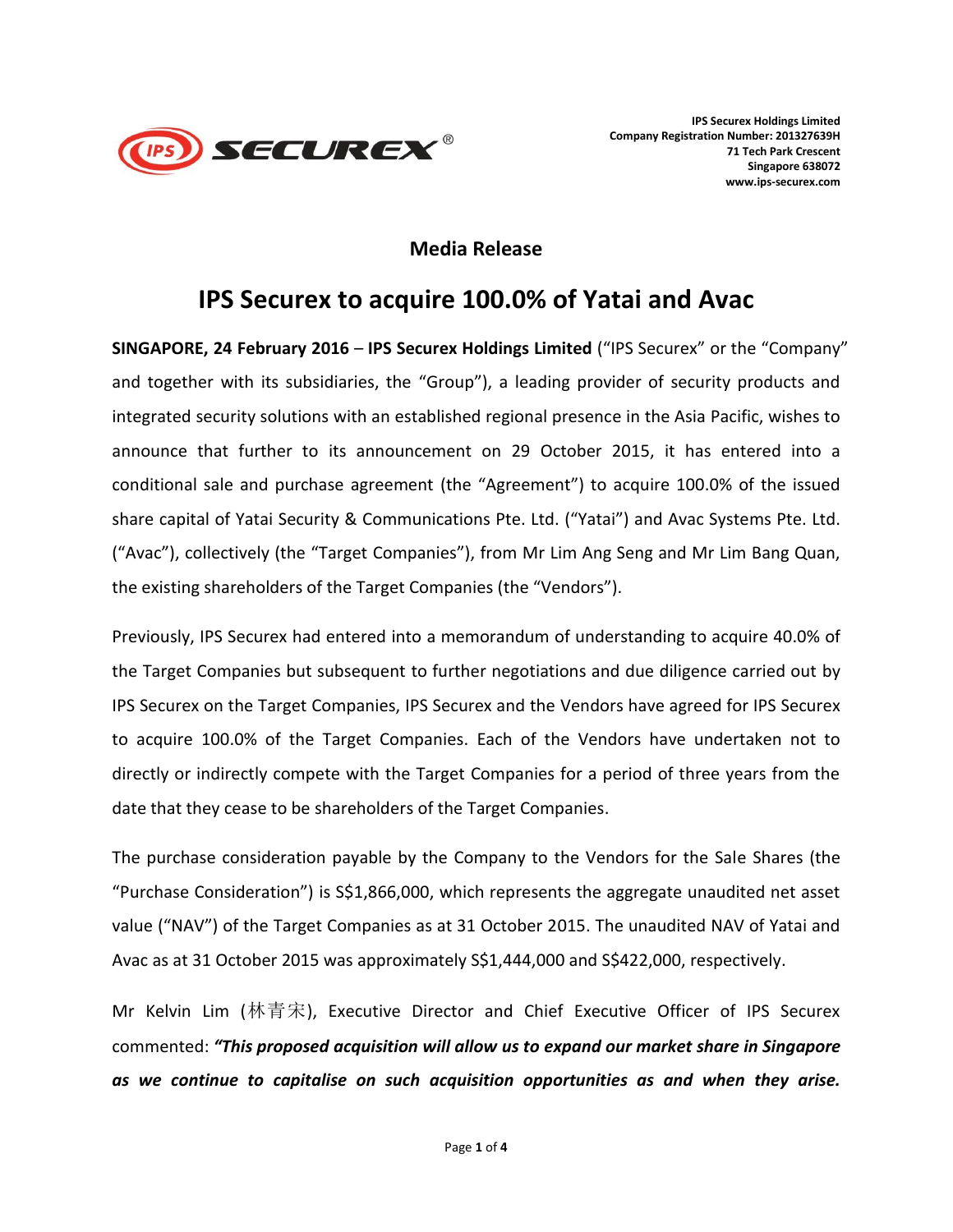IPS Securex Holdings Limited
Company Registration Number: 201327639H
71 Tech Park Crescent
Singapore 638072
www.ips-securex.com

## Media Release

# IPS Securex to acquire 100.0% of Yatai and Avac

**SINGAPORE, 24 February 2016** – **IPS Securex Holdings Limited** ("IPS Securex" or the "Company" and together with its subsidiaries, the "Group"), a leading provider of security products and integrated security solutions with an established regional presence in the Asia Pacific, wishes to announce that further to its announcement on 29 October 2015, it has entered into a conditional sale and purchase agreement (the "Agreement") to acquire 100.0% of the issued share capital of Yatai Security & Communications Pte. Ltd. ("Yatai") and Avac Systems Pte. Ltd. ("Avac"), collectively (the "Target Companies"), from Mr Lim Ang Seng and Mr Lim Bang Quan, the existing shareholders of the Target Companies (the "Vendors").

Previously, IPS Securex had entered into a memorandum of understanding to acquire 40.0% of the Target Companies but subsequent to further negotiations and due diligence carried out by IPS Securex on the Target Companies, IPS Securex and the Vendors have agreed for IPS Securex to acquire 100.0% of the Target Companies. Each of the Vendors have undertaken not to directly or indirectly compete with the Target Companies for a period of three years from the date that they cease to be shareholders of the Target Companies.

The purchase consideration payable by the Company to the Vendors for the Sale Shares (the "Purchase Consideration") is S$1,866,000, which represents the aggregate unaudited net asset value ("NAV") of the Target Companies as at 31 October 2015. The unaudited NAV of Yatai and Avac as at 31 October 2015 was approximately S$1,444,000 and S$422,000, respectively.

Mr Kelvin Lim (林青宋), Executive Director and Chief Executive Officer of IPS Securex commented: ***"This proposed acquisition will allow us to expand our market share in Singapore as we continue to capitalise on such acquisition opportunities as and when they arise.***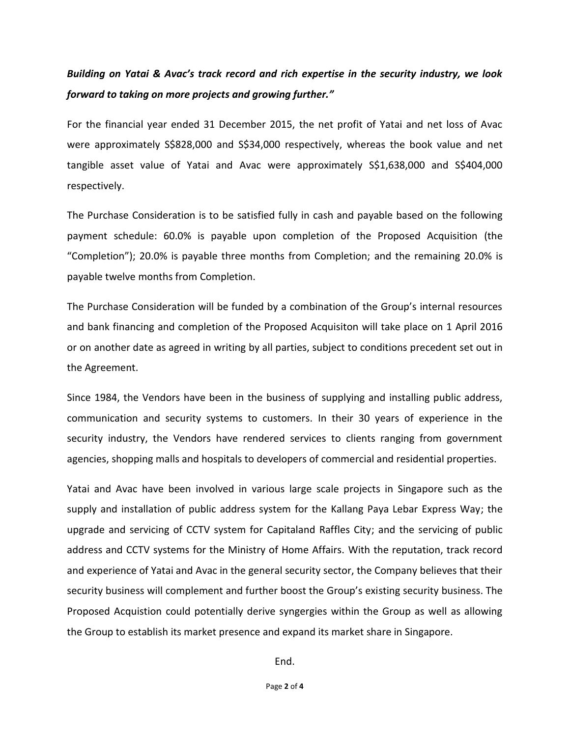***Building on Yatai & Avac's track record and rich expertise in the security industry, we look forward to taking on more projects and growing further."***

For the financial year ended 31 December 2015, the net profit of Yatai and net loss of Avac were approximately S$828,000 and S$34,000 respectively, whereas the book value and net tangible asset value of Yatai and Avac were approximately S$1,638,000 and S$404,000 respectively.

The Purchase Consideration is to be satisfied fully in cash and payable based on the following payment schedule: 60.0% is payable upon completion of the Proposed Acquisition (the "Completion"); 20.0% is payable three months from Completion; and the remaining 20.0% is payable twelve months from Completion.

The Purchase Consideration will be funded by a combination of the Group's internal resources and bank financing and completion of the Proposed Acquisiton will take place on 1 April 2016 or on another date as agreed in writing by all parties, subject to conditions precedent set out in the Agreement.

Since 1984, the Vendors have been in the business of supplying and installing public address, communication and security systems to customers. In their 30 years of experience in the security industry, the Vendors have rendered services to clients ranging from government agencies, shopping malls and hospitals to developers of commercial and residential properties.

Yatai and Avac have been involved in various large scale projects in Singapore such as the supply and installation of public address system for the Kallang Paya Lebar Express Way; the upgrade and servicing of CCTV system for Capitaland Raffles City; and the servicing of public address and CCTV systems for the Ministry of Home Affairs. With the reputation, track record and experience of Yatai and Avac in the general security sector, the Company believes that their security business will complement and further boost the Group's existing security business. The Proposed Acquistion could potentially derive syngergies within the Group as well as allowing the Group to establish its market presence and expand its market share in Singapore.

End.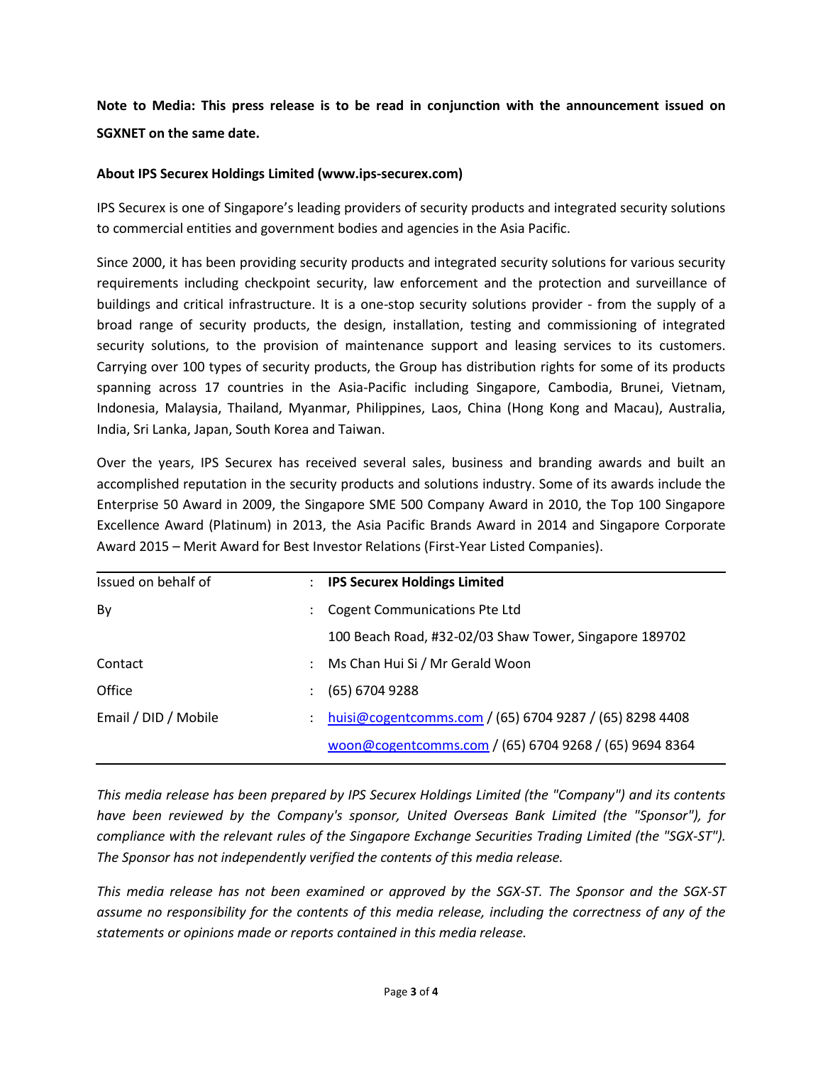**Note to Media: This press release is to be read in conjunction with the announcement issued on SGXNET on the same date.**

**About IPS Securex Holdings Limited (www.ips-securex.com)**

IPS Securex is one of Singapore's leading providers of security products and integrated security solutions to commercial entities and government bodies and agencies in the Asia Pacific.

Since 2000, it has been providing security products and integrated security solutions for various security requirements including checkpoint security, law enforcement and the protection and surveillance of buildings and critical infrastructure. It is a one-stop security solutions provider - from the supply of a broad range of security products, the design, installation, testing and commissioning of integrated security solutions, to the provision of maintenance support and leasing services to its customers. Carrying over 100 types of security products, the Group has distribution rights for some of its products spanning across 17 countries in the Asia-Pacific including Singapore, Cambodia, Brunei, Vietnam, Indonesia, Malaysia, Thailand, Myanmar, Philippines, Laos, China (Hong Kong and Macau), Australia, India, Sri Lanka, Japan, South Korea and Taiwan.

Over the years, IPS Securex has received several sales, business and branding awards and built an accomplished reputation in the security products and solutions industry. Some of its awards include the Enterprise 50 Award in 2009, the Singapore SME 500 Company Award in 2010, the Top 100 Singapore Excellence Award (Platinum) in 2013, the Asia Pacific Brands Award in 2014 and Singapore Corporate Award 2015 – Merit Award for Best Investor Relations (First-Year Listed Companies).

| | | |
|---|---|---|
| Issued on behalf of | : | **IPS Securex Holdings Limited** |
| By | : | Cogent Communications Pte Ltd |
| | | 100 Beach Road, #32-02/03 Shaw Tower, Singapore 189702 |
| Contact | : | Ms Chan Hui Si / Mr Gerald Woon |
| Office | : | (65) 6704 9288 |
| Email / DID / Mobile | : | huisi@cogentcomms.com / (65) 6704 9287 / (65) 8298 4408 |
| | | woon@cogentcomms.com / (65) 6704 9268 / (65) 9694 8364 |

*This media release has been prepared by IPS Securex Holdings Limited (the "Company") and its contents have been reviewed by the Company's sponsor, United Overseas Bank Limited (the "Sponsor"), for compliance with the relevant rules of the Singapore Exchange Securities Trading Limited (the "SGX-ST"). The Sponsor has not independently verified the contents of this media release.*

*This media release has not been examined or approved by the SGX-ST. The Sponsor and the SGX-ST assume no responsibility for the contents of this media release, including the correctness of any of the statements or opinions made or reports contained in this media release.*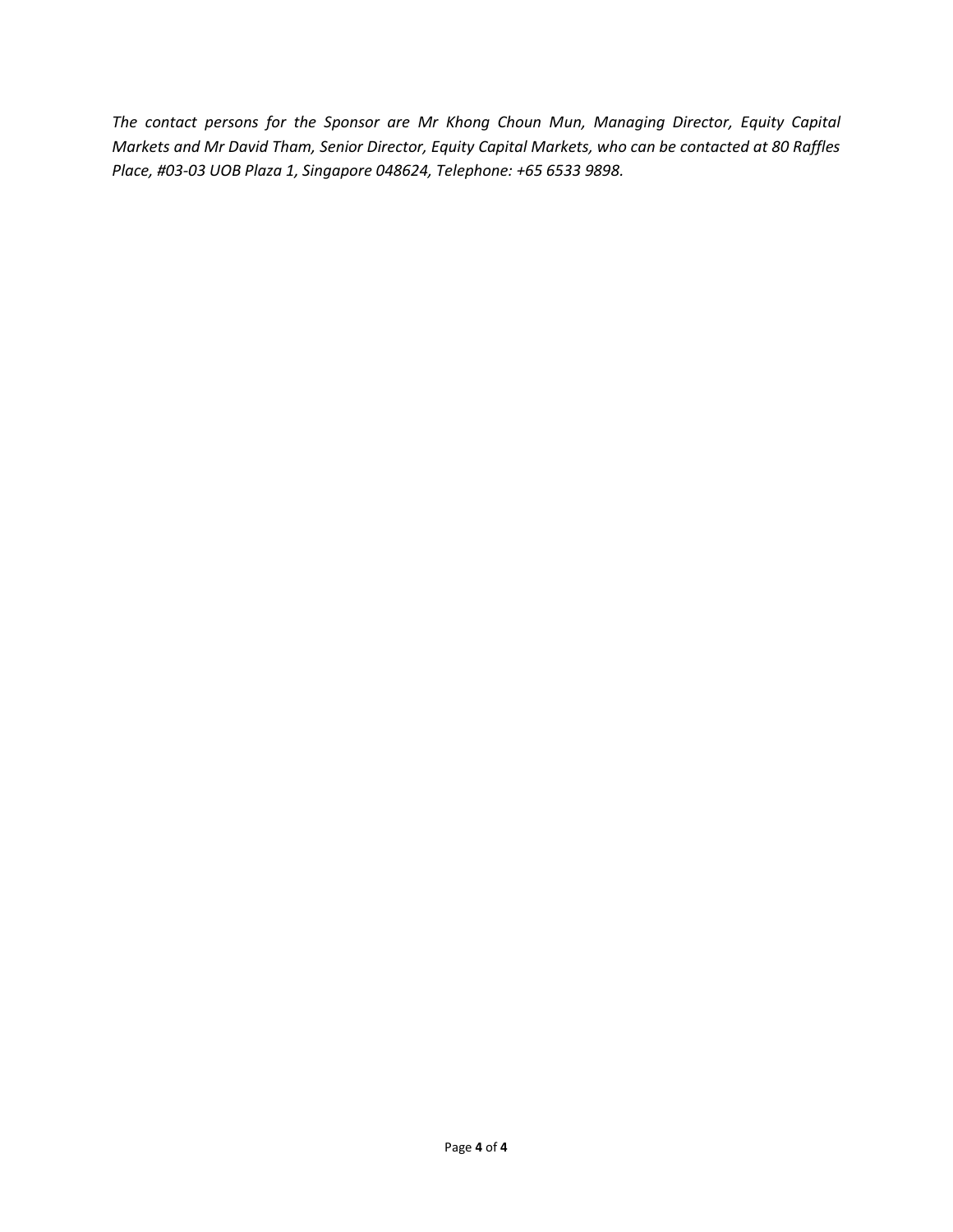*The contact persons for the Sponsor are Mr Khong Choun Mun, Managing Director, Equity Capital Markets and Mr David Tham, Senior Director, Equity Capital Markets, who can be contacted at 80 Raffles Place, #03-03 UOB Plaza 1, Singapore 048624, Telephone: +65 6533 9898.*